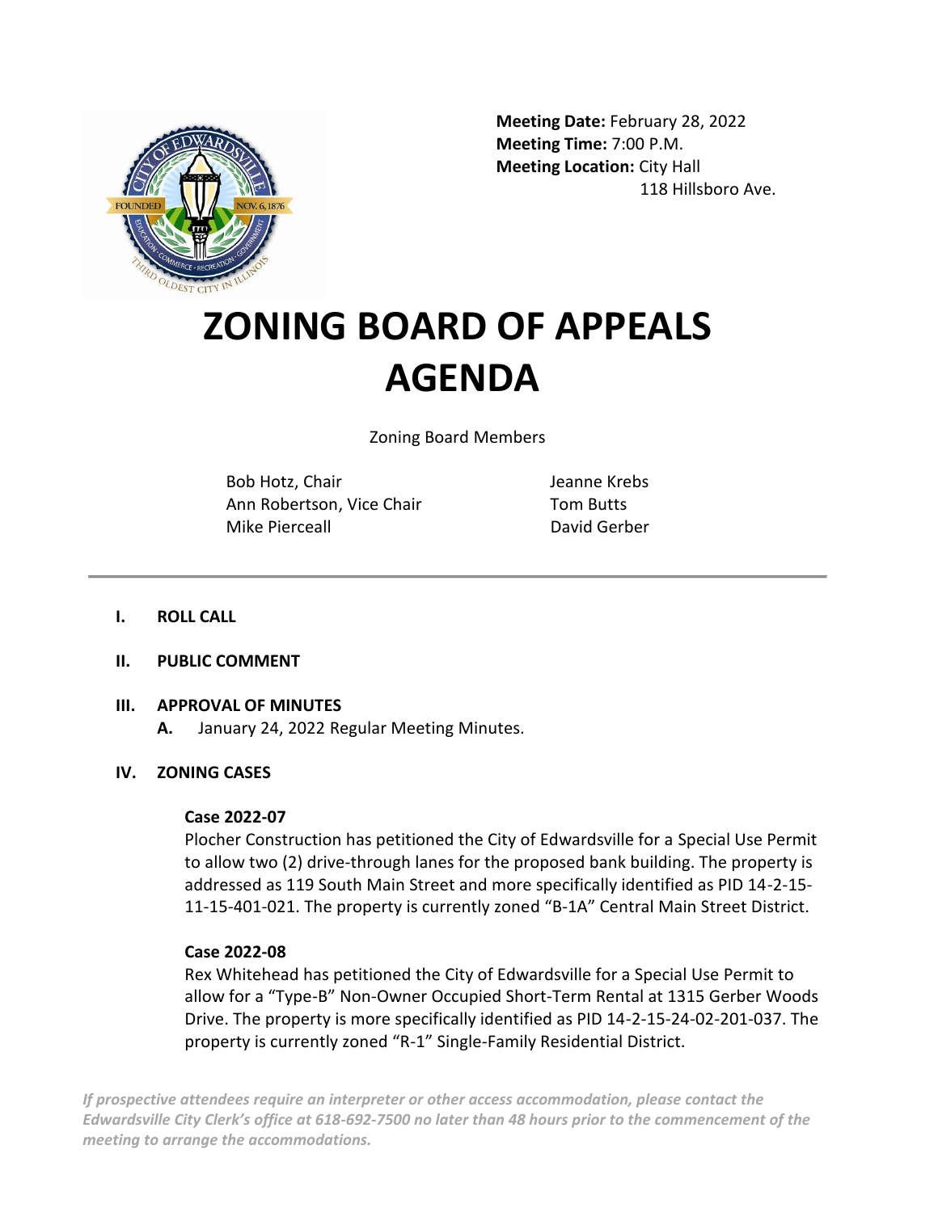**Meeting Date:** February 28, 2022
**Meeting Time:** 7:00 P.M.
**Meeting Location:** City Hall
118 Hillsboro Ave.

# ZONING BOARD OF APPEALS AGENDA

Zoning Board Members

Bob Hotz, Chair
Ann Robertson, Vice Chair
Mike Pierceall
Jeanne Krebs
Tom Butts
David Gerber

---

**I. ROLL CALL**

**II. PUBLIC COMMENT**

**III. APPROVAL OF MINUTES**

**A.** January 24, 2022 Regular Meeting Minutes.

**IV. ZONING CASES**

**Case 2022-07**
Plocher Construction has petitioned the City of Edwardsville for a Special Use Permit to allow two (2) drive-through lanes for the proposed bank building. The property is addressed as 119 South Main Street and more specifically identified as PID 14-2-15-11-15-401-021. The property is currently zoned "B-1A" Central Main Street District.

**Case 2022-08**
Rex Whitehead has petitioned the City of Edwardsville for a Special Use Permit to allow for a "Type-B" Non-Owner Occupied Short-Term Rental at 1315 Gerber Woods Drive. The property is more specifically identified as PID 14-2-15-24-02-201-037. The property is currently zoned "R-1" Single-Family Residential District.

*If prospective attendees require an interpreter or other access accommodation, please contact the Edwardsville City Clerk's office at 618-692-7500 no later than 48 hours prior to the commencement of the meeting to arrange the accommodations.*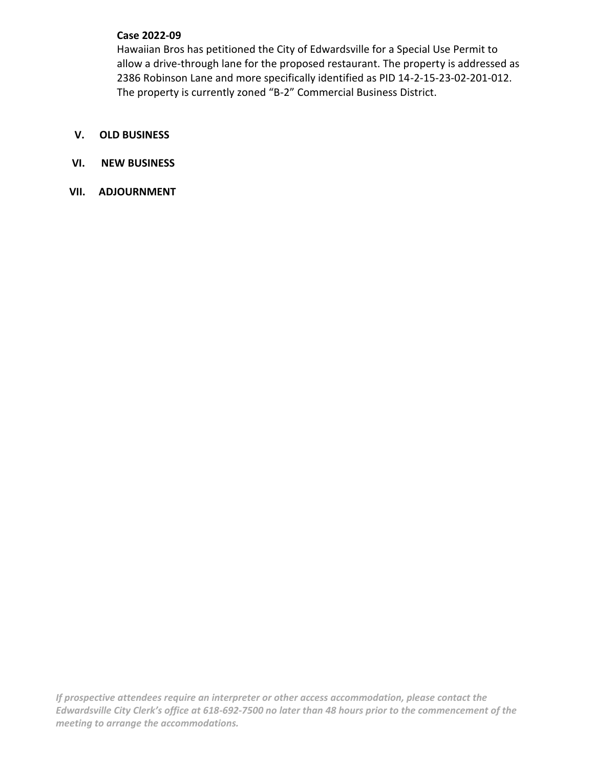**Case 2022-09**

Hawaiian Bros has petitioned the City of Edwardsville for a Special Use Permit to allow a drive-through lane for the proposed restaurant. The property is addressed as 2386 Robinson Lane and more specifically identified as PID 14-2-15-23-02-201-012. The property is currently zoned "B-2" Commercial Business District.

## V. OLD BUSINESS

## VI. NEW BUSINESS

## VII. ADJOURNMENT

*If prospective attendees require an interpreter or other access accommodation, please contact the Edwardsville City Clerk's office at 618-692-7500 no later than 48 hours prior to the commencement of the meeting to arrange the accommodations.*